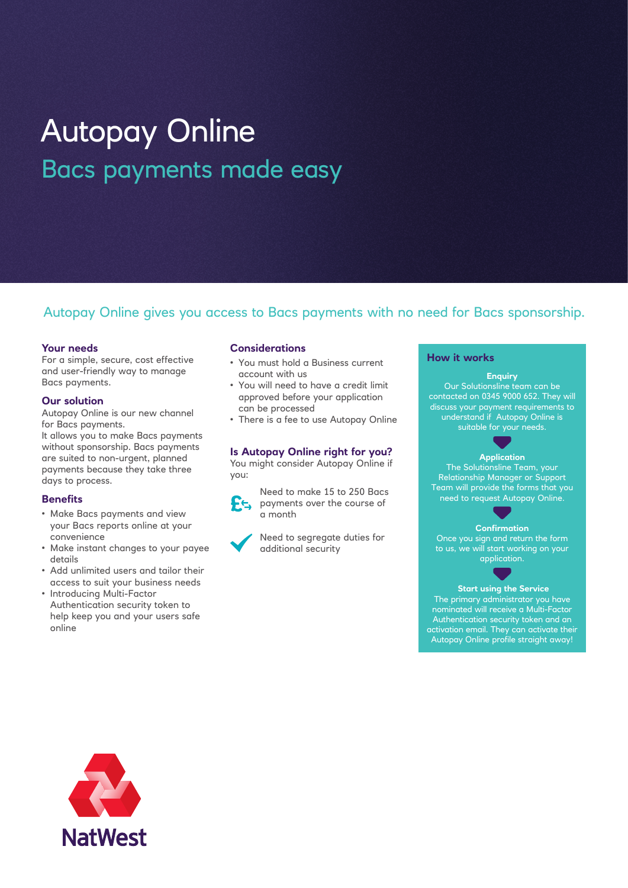# Autopay Online

## Bacs payments made easy

Autopay Online gives you access to Bacs payments with no need for Bacs sponsorship.

### Your needs

For a simple, secure, cost effective and user-friendly way to manage Bacs payments.

### Our solution

Autopay Online is our new channel for Bacs payments.
It allows you to make Bacs payments without sponsorship. Bacs payments are suited to non-urgent, planned payments because they take three days to process.

### Benefits

- Make Bacs payments and view your Bacs reports online at your convenience
- Make instant changes to your payee details
- Add unlimited users and tailor their access to suit your business needs
- Introducing Multi-Factor Authentication security token to help keep you and your users safe online

### Considerations

- You must hold a Business current account with us
- You will need to have a credit limit approved before your application can be processed
- There is a fee to use Autopay Online

### Is Autopay Online right for you?

You might consider Autopay Online if you:

- Need to make 15 to 250 Bacs payments over the course of a month
- Need to segregate duties for additional security

### How it works

**Enquiry**
Our Solutionsline team can be contacted on 0345 9000 652. They will discuss your payment requirements to understand if Autopay Online is suitable for your needs.

**Application**
The Solutionsline Team, your Relationship Manager or Support Team will provide the forms that you need to request Autopay Online.

**Confirmation**
Once you sign and return the form to us, we will start working on your application.

**Start using the Service**
The primary administrator you have nominated will receive a Multi-Factor Authentication security token and an activation email. They can activate their Autopay Online profile straight away!

NatWest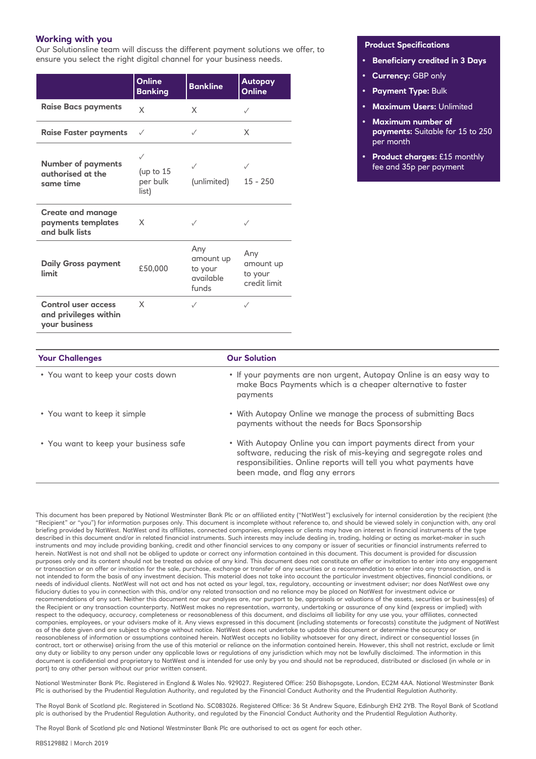## Working with you

Our Solutionsline team will discuss the different payment solutions we offer, to ensure you select the right digital channel for your business needs.

| | Online Banking | Bankline | Autopay Online |
|---|---|---|---|
| **Raise Bacs payments** | X | X | ✓ |
| **Raise Faster payments** | ✓ | ✓ | X |
| **Number of payments authorised at the same time** | ✓ (up to 15 per bulk list) | ✓ (unlimited) | ✓ 15 - 250 |
| **Create and manage payments templates and bulk lists** | X | ✓ | ✓ |
| **Daily Gross payment limit** | £50,000 | Any amount up to your available funds | Any amount up to your credit limit |
| **Control user access and privileges within your business** | X | ✓ | ✓ |

### Product Specifications

- **Beneficiary credited in 3 Days**
- **Currency:** GBP only
- **Payment Type:** Bulk
- **Maximum Users:** Unlimited
- **Maximum number of payments:** Suitable for 15 to 250 per month
- **Product charges:** £15 monthly fee and 35p per payment

| Your Challenges | Our Solution |
|---|---|
| • You want to keep your costs down | • If your payments are non urgent, Autopay Online is an easy way to make Bacs Payments which is a cheaper alternative to faster payments |
| • You want to keep it simple | • With Autopay Online we manage the process of submitting Bacs payments without the needs for Bacs Sponsorship |
| • You want to keep your business safe | • With Autopay Online you can import payments direct from your software, reducing the risk of mis-keying and segregate roles and responsibilities. Online reports will tell you what payments have been made, and flag any errors |

This document has been prepared by National Westminster Bank Plc or an affiliated entity ("NatWest") exclusively for internal consideration by the recipient (the "Recipient" or "you") for information purposes only. This document is incomplete without reference to, and should be viewed solely in conjunction with, any oral briefing provided by NatWest. NatWest and its affiliates, connected companies, employees or clients may have an interest in financial instruments of the type described in this document and/or in related financial instruments. Such interests may include dealing in, trading, holding or acting as market-maker in such instruments and may include providing banking, credit and other financial services to any company or issuer of securities or financial instruments referred to herein. NatWest is not and shall not be obliged to update or correct any information contained in this document. This document is provided for discussion purposes only and its content should not be treated as advice of any kind. This document does not constitute an offer or invitation to enter into any engagement or transaction or an offer or invitation for the sale, purchase, exchange or transfer of any securities or a recommendation to enter into any transaction, and is not intended to form the basis of any investment decision. This material does not take into account the particular investment objectives, financial conditions, or needs of individual clients. NatWest will not act and has not acted as your legal, tax, regulatory, accounting or investment adviser; nor does NatWest owe any fiduciary duties to you in connection with this, and/or any related transaction and no reliance may be placed on NatWest for investment advice or recommendations of any sort. Neither this document nor our analyses are, nor purport to be, appraisals or valuations of the assets, securities or business(es) of the Recipient or any transaction counterparty. NatWest makes no representation, warranty, undertaking or assurance of any kind (express or implied) with respect to the adequacy, accuracy, completeness or reasonableness of this document, and disclaims all liability for any use you, your affiliates, connected companies, employees, or your advisers make of it. Any views expressed in this document (including statements or forecasts) constitute the judgment of NatWest as of the date given and are subject to change without notice. NatWest does not undertake to update this document or determine the accuracy or reasonableness of information or assumptions contained herein. NatWest accepts no liability whatsoever for any direct, indirect or consequential losses (in contract, tort or otherwise) arising from the use of this material or reliance on the information contained herein. However, this shall not restrict, exclude or limit any duty or liability to any person under any applicable laws or regulations of any jurisdiction which may not be lawfully disclaimed. The information in this document is confidential and proprietary to NatWest and is intended for use only by you and should not be reproduced, distributed or disclosed (in whole or in part) to any other person without our prior written consent.

National Westminster Bank Plc. Registered in England & Wales No. 929027. Registered Office: 250 Bishopsgate, London, EC2M 4AA. National Westminster Bank Plc is authorised by the Prudential Regulation Authority, and regulated by the Financial Conduct Authority and the Prudential Regulation Authority.

The Royal Bank of Scotland plc. Registered in Scotland No. SC083026. Registered Office: 36 St Andrew Square, Edinburgh EH2 2YB. The Royal Bank of Scotland plc is authorised by the Prudential Regulation Authority, and regulated by the Financial Conduct Authority and the Prudential Regulation Authority.

The Royal Bank of Scotland plc and National Westminster Bank Plc are authorised to act as agent for each other.

RBS129882 | March 2019